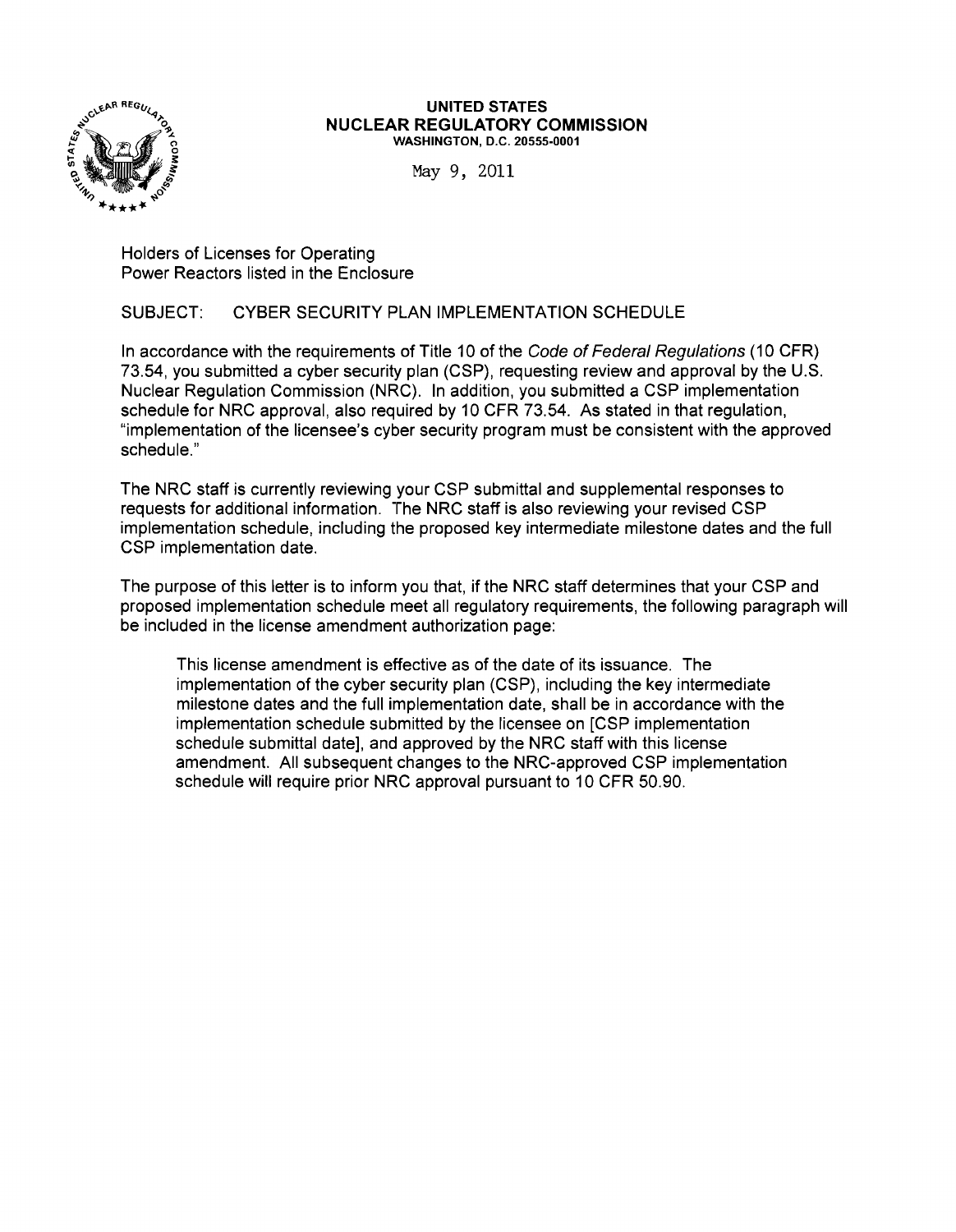**UNITED STATES**
**NUCLEAR REGULATORY COMMISSION**
**WASHINGTON, D.C. 20555-0001**

May 9, 2011

Holders of Licenses for Operating
Power Reactors listed in the Enclosure

SUBJECT: CYBER SECURITY PLAN IMPLEMENTATION SCHEDULE

In accordance with the requirements of Title 10 of the *Code of Federal Regulations* (10 CFR) 73.54, you submitted a cyber security plan (CSP), requesting review and approval by the U.S. Nuclear Regulation Commission (NRC). In addition, you submitted a CSP implementation schedule for NRC approval, also required by 10 CFR 73.54. As stated in that regulation, "implementation of the licensee's cyber security program must be consistent with the approved schedule."

The NRC staff is currently reviewing your CSP submittal and supplemental responses to requests for additional information. The NRC staff is also reviewing your revised CSP implementation schedule, including the proposed key intermediate milestone dates and the full CSP implementation date.

The purpose of this letter is to inform you that, if the NRC staff determines that your CSP and proposed implementation schedule meet all regulatory requirements, the following paragraph will be included in the license amendment authorization page:

> This license amendment is effective as of the date of its issuance. The implementation of the cyber security plan (CSP), including the key intermediate milestone dates and the full implementation date, shall be in accordance with the implementation schedule submitted by the licensee on [CSP implementation schedule submittal date], and approved by the NRC staff with this license amendment. All subsequent changes to the NRC-approved CSP implementation schedule will require prior NRC approval pursuant to 10 CFR 50.90.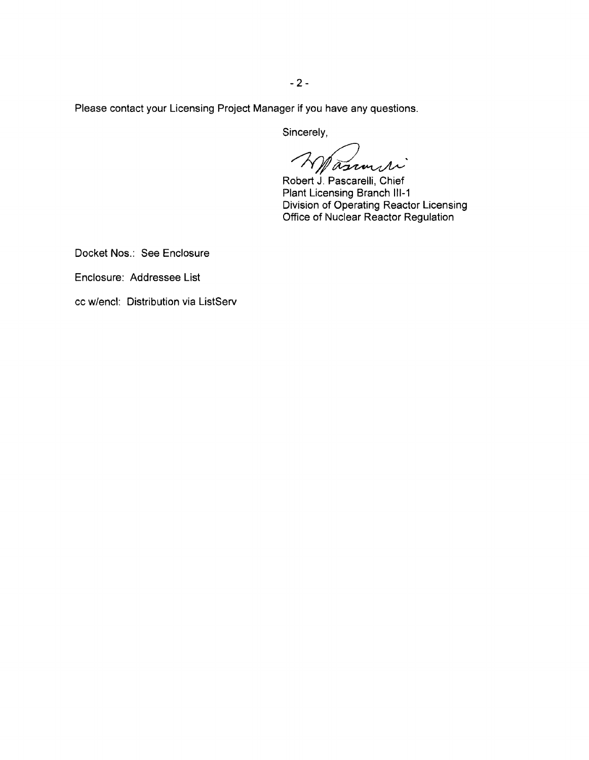Please contact your Licensing Project Manager if you have any questions.

Sincerely,

Robert J. Pascarelli, Chief
Plant Licensing Branch III-1
Division of Operating Reactor Licensing
Office of Nuclear Reactor Regulation

Docket Nos.: See Enclosure

Enclosure: Addressee List

cc w/encl: Distribution via ListServ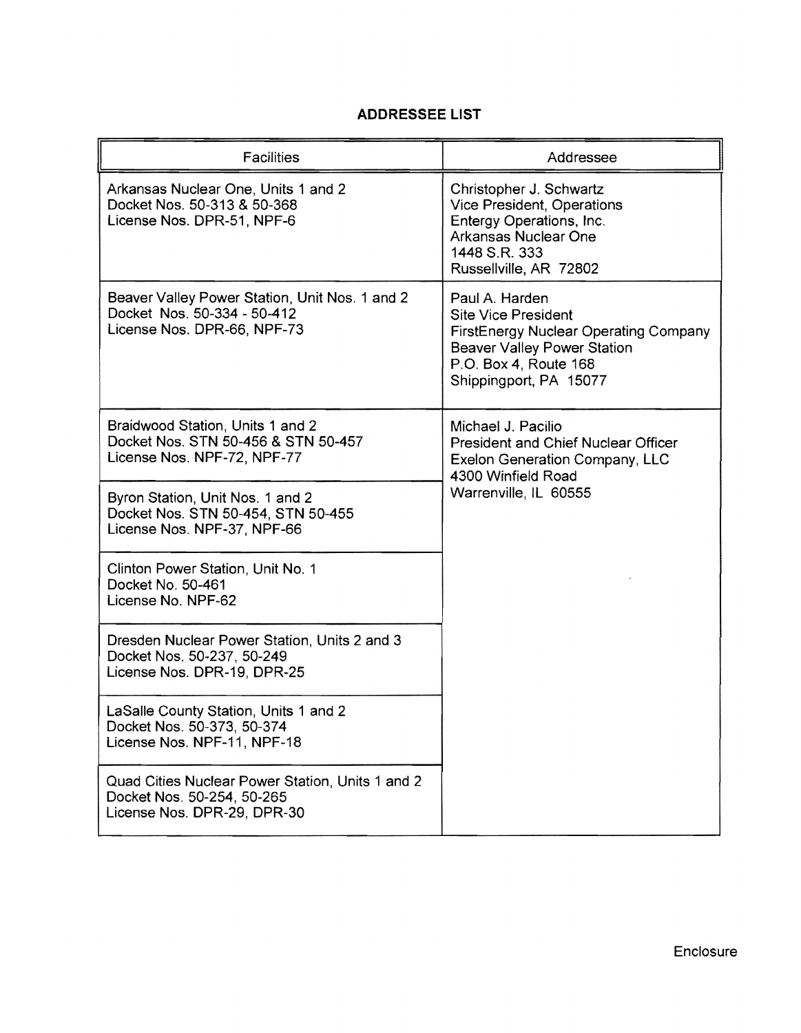**ADDRESSEE LIST**

| Facilities | Addressee |
| --- | --- |
| Arkansas Nuclear One, Units 1 and 2<br>Docket Nos. 50-313 & 50-368<br>License Nos. DPR-51, NPF-6 | Christopher J. Schwartz<br>Vice President, Operations<br>Entergy Operations, Inc.<br>Arkansas Nuclear One<br>1448 S.R. 333<br>Russellville, AR 72802 |
| Beaver Valley Power Station, Unit Nos. 1 and 2<br>Docket Nos. 50-334 - 50-412<br>License Nos. DPR-66, NPF-73 | Paul A. Harden<br>Site Vice President<br>FirstEnergy Nuclear Operating Company<br>Beaver Valley Power Station<br>P.O. Box 4, Route 168<br>Shippingport, PA 15077 |
| Braidwood Station, Units 1 and 2<br>Docket Nos. STN 50-456 & STN 50-457<br>License Nos. NPF-72, NPF-77 | Michael J. Pacilio<br>President and Chief Nuclear Officer<br>Exelon Generation Company, LLC<br>4300 Winfield Road<br>Warrenville, IL 60555 |
| Byron Station, Unit Nos. 1 and 2<br>Docket Nos. STN 50-454, STN 50-455<br>License Nos. NPF-37, NPF-66 | |
| Clinton Power Station, Unit No. 1<br>Docket No. 50-461<br>License No. NPF-62 | |
| Dresden Nuclear Power Station, Units 2 and 3<br>Docket Nos. 50-237, 50-249<br>License Nos. DPR-19, DPR-25 | |
| LaSalle County Station, Units 1 and 2<br>Docket Nos. 50-373, 50-374<br>License Nos. NPF-11, NPF-18 | |
| Quad Cities Nuclear Power Station, Units 1 and 2<br>Docket Nos. 50-254, 50-265<br>License Nos. DPR-29, DPR-30 | |

Enclosure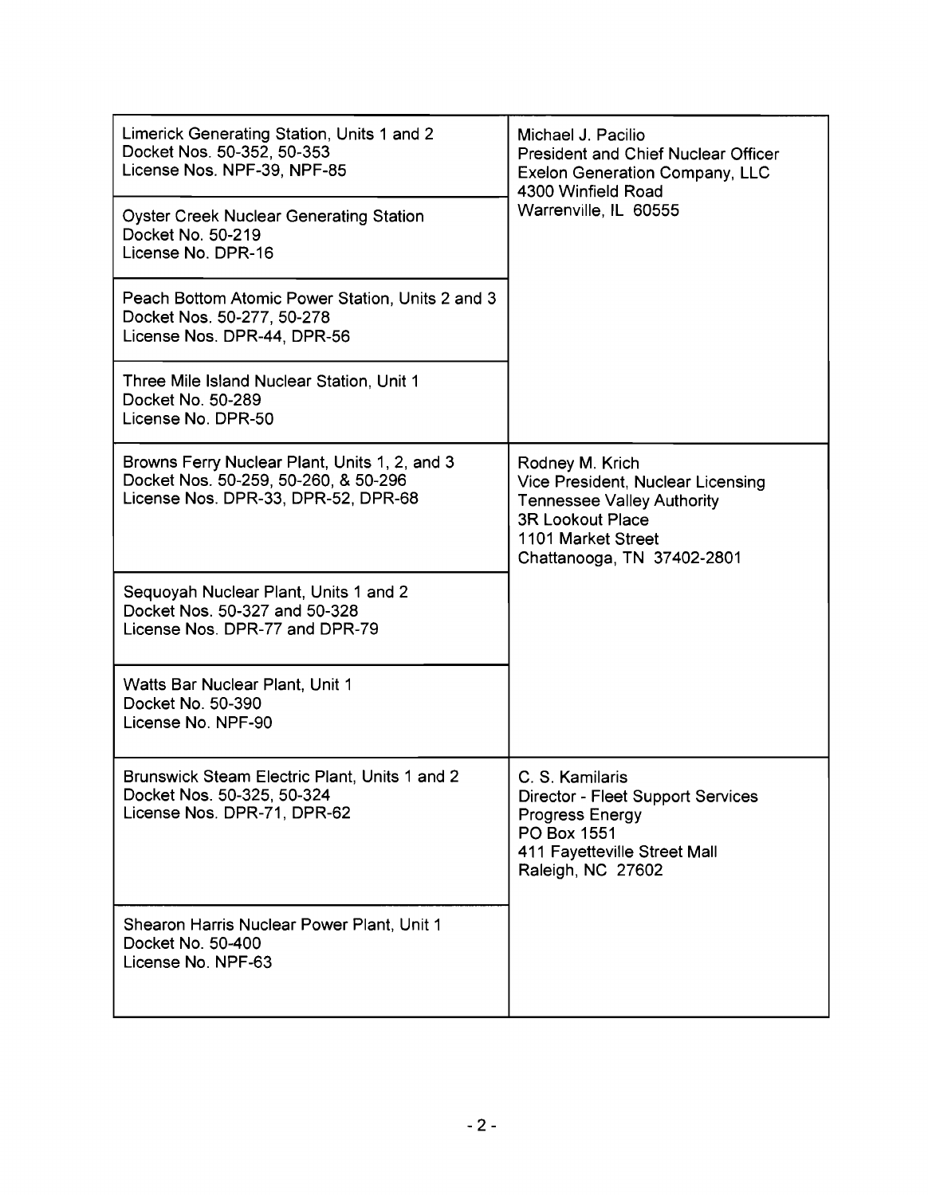| | |
|---|---|
| Limerick Generating Station, Units 1 and 2<br>Docket Nos. 50-352, 50-353<br>License Nos. NPF-39, NPF-85 | Michael J. Pacilio<br>President and Chief Nuclear Officer<br>Exelon Generation Company, LLC<br>4300 Winfield Road<br>Warrenville, IL 60555 |
| Oyster Creek Nuclear Generating Station<br>Docket No. 50-219<br>License No. DPR-16 | |
| Peach Bottom Atomic Power Station, Units 2 and 3<br>Docket Nos. 50-277, 50-278<br>License Nos. DPR-44, DPR-56 | |
| Three Mile Island Nuclear Station, Unit 1<br>Docket No. 50-289<br>License No. DPR-50 | |
| Browns Ferry Nuclear Plant, Units 1, 2, and 3<br>Docket Nos. 50-259, 50-260, & 50-296<br>License Nos. DPR-33, DPR-52, DPR-68 | Rodney M. Krich<br>Vice President, Nuclear Licensing<br>Tennessee Valley Authority<br>3R Lookout Place<br>1101 Market Street<br>Chattanooga, TN 37402-2801 |
| Sequoyah Nuclear Plant, Units 1 and 2<br>Docket Nos. 50-327 and 50-328<br>License Nos. DPR-77 and DPR-79 | |
| Watts Bar Nuclear Plant, Unit 1<br>Docket No. 50-390<br>License No. NPF-90 | |
| Brunswick Steam Electric Plant, Units 1 and 2<br>Docket Nos. 50-325, 50-324<br>License Nos. DPR-71, DPR-62 | C. S. Kamilaris<br>Director - Fleet Support Services<br>Progress Energy<br>PO Box 1551<br>411 Fayetteville Street Mall<br>Raleigh, NC 27602 |
| Shearon Harris Nuclear Power Plant, Unit 1<br>Docket No. 50-400<br>License No. NPF-63 | |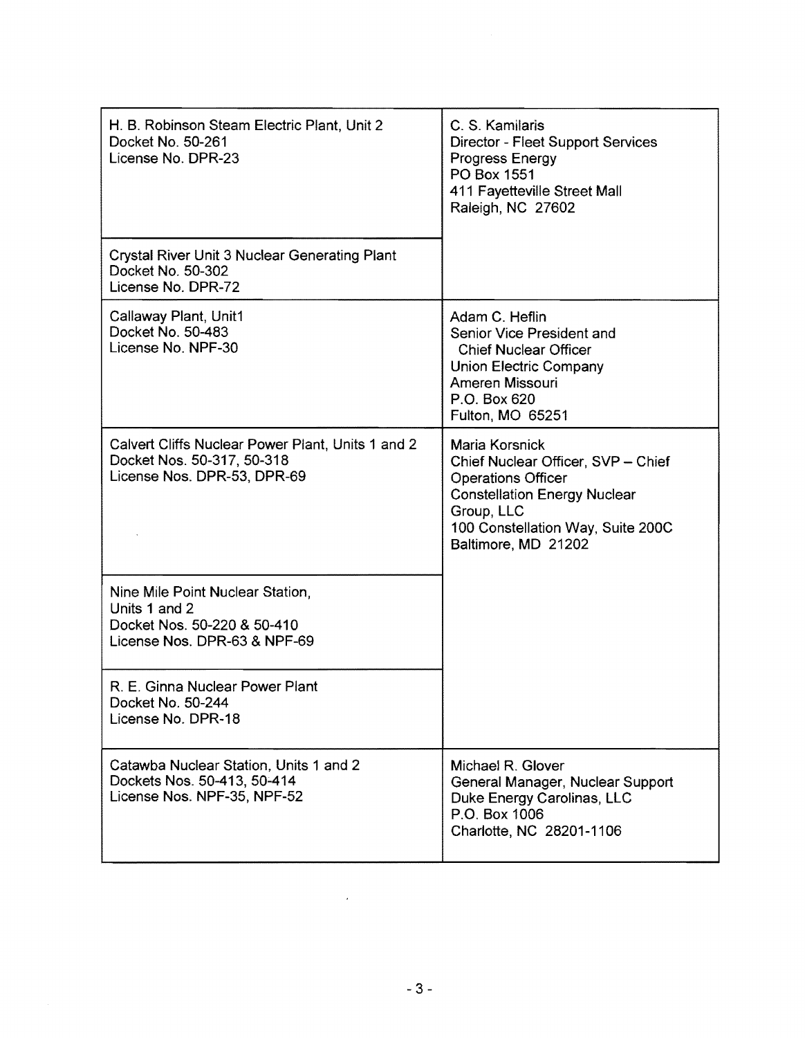| | |
|---|---|
| H. B. Robinson Steam Electric Plant, Unit 2<br>Docket No. 50-261<br>License No. DPR-23 | C. S. Kamilaris<br>Director - Fleet Support Services<br>Progress Energy<br>PO Box 1551<br>411 Fayetteville Street Mall<br>Raleigh, NC 27602 |
| Crystal River Unit 3 Nuclear Generating Plant<br>Docket No. 50-302<br>License No. DPR-72 | |
| Callaway Plant, Unit1<br>Docket No. 50-483<br>License No. NPF-30 | Adam C. Heflin<br>Senior Vice President and<br>Chief Nuclear Officer<br>Union Electric Company<br>Ameren Missouri<br>P.O. Box 620<br>Fulton, MO 65251 |
| Calvert Cliffs Nuclear Power Plant, Units 1 and 2<br>Docket Nos. 50-317, 50-318<br>License Nos. DPR-53, DPR-69 | Maria Korsnick<br>Chief Nuclear Officer, SVP – Chief Operations Officer<br>Constellation Energy Nuclear Group, LLC<br>100 Constellation Way, Suite 200C<br>Baltimore, MD 21202 |
| Nine Mile Point Nuclear Station,<br>Units 1 and 2<br>Docket Nos. 50-220 & 50-410<br>License Nos. DPR-63 & NPF-69 | |
| R. E. Ginna Nuclear Power Plant<br>Docket No. 50-244<br>License No. DPR-18 | |
| Catawba Nuclear Station, Units 1 and 2<br>Dockets Nos. 50-413, 50-414<br>License Nos. NPF-35, NPF-52 | Michael R. Glover<br>General Manager, Nuclear Support<br>Duke Energy Carolinas, LLC<br>P.O. Box 1006<br>Charlotte, NC 28201-1106 |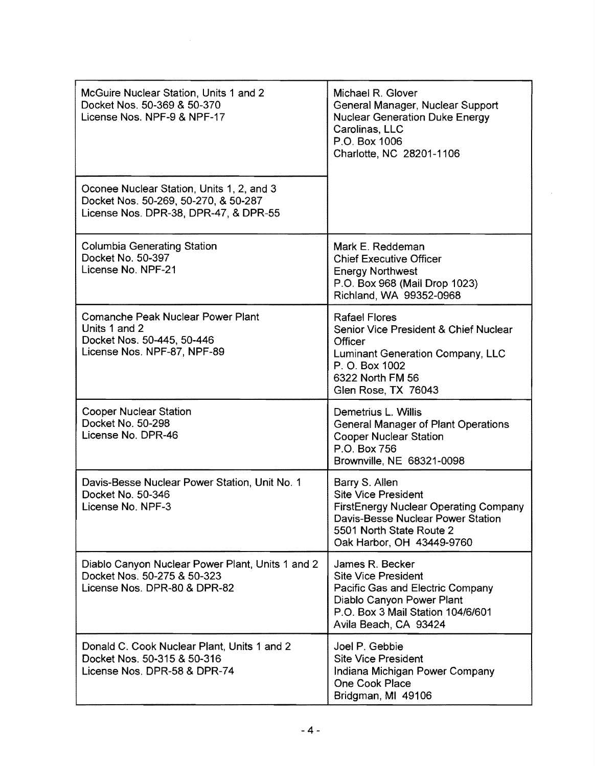| | |
|---|---|
| McGuire Nuclear Station, Units 1 and 2<br>Docket Nos. 50-369 & 50-370<br>License Nos. NPF-9 & NPF-17 | Michael R. Glover<br>General Manager, Nuclear Support<br>Nuclear Generation Duke Energy Carolinas, LLC<br>P.O. Box 1006<br>Charlotte, NC 28201-1106 |
| Oconee Nuclear Station, Units 1, 2, and 3<br>Docket Nos. 50-269, 50-270, & 50-287<br>License Nos. DPR-38, DPR-47, & DPR-55 | |
| Columbia Generating Station<br>Docket No. 50-397<br>License No. NPF-21 | Mark E. Reddeman<br>Chief Executive Officer<br>Energy Northwest<br>P.O. Box 968 (Mail Drop 1023)<br>Richland, WA 99352-0968 |
| Comanche Peak Nuclear Power Plant<br>Units 1 and 2<br>Docket Nos. 50-445, 50-446<br>License Nos. NPF-87, NPF-89 | Rafael Flores<br>Senior Vice President & Chief Nuclear Officer<br>Luminant Generation Company, LLC<br>P. O. Box 1002<br>6322 North FM 56<br>Glen Rose, TX 76043 |
| Cooper Nuclear Station<br>Docket No. 50-298<br>License No. DPR-46 | Demetrius L. Willis<br>General Manager of Plant Operations<br>Cooper Nuclear Station<br>P.O. Box 756<br>Brownville, NE 68321-0098 |
| Davis-Besse Nuclear Power Station, Unit No. 1<br>Docket No. 50-346<br>License No. NPF-3 | Barry S. Allen<br>Site Vice President<br>FirstEnergy Nuclear Operating Company<br>Davis-Besse Nuclear Power Station<br>5501 North State Route 2<br>Oak Harbor, OH 43449-9760 |
| Diablo Canyon Nuclear Power Plant, Units 1 and 2<br>Docket Nos. 50-275 & 50-323<br>License Nos. DPR-80 & DPR-82 | James R. Becker<br>Site Vice President<br>Pacific Gas and Electric Company<br>Diablo Canyon Power Plant<br>P.O. Box 3 Mail Station 104/6/601<br>Avila Beach, CA 93424 |
| Donald C. Cook Nuclear Plant, Units 1 and 2<br>Docket Nos. 50-315 & 50-316<br>License Nos. DPR-58 & DPR-74 | Joel P. Gebbie<br>Site Vice President<br>Indiana Michigan Power Company<br>One Cook Place<br>Bridgman, MI 49106 |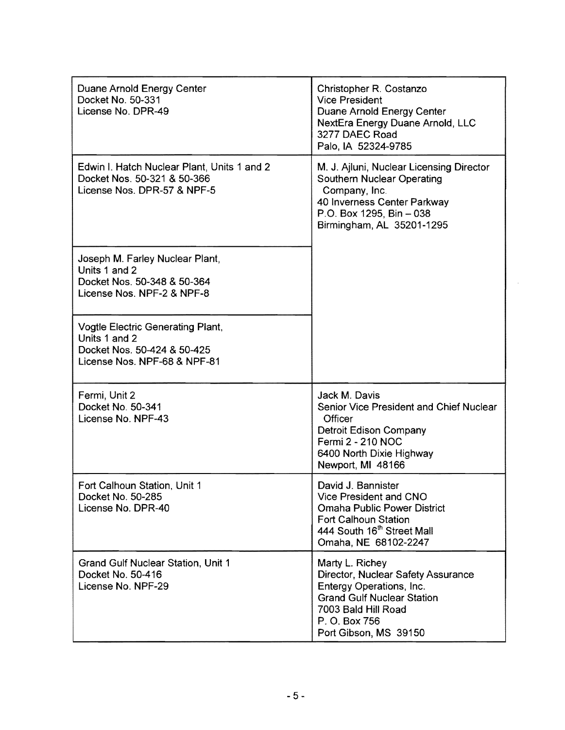| | |
|---|---|
| Duane Arnold Energy Center<br>Docket No. 50-331<br>License No. DPR-49 | Christopher R. Costanzo<br>Vice President<br>Duane Arnold Energy Center<br>NextEra Energy Duane Arnold, LLC<br>3277 DAEC Road<br>Palo, IA 52324-9785 |
| Edwin I. Hatch Nuclear Plant, Units 1 and 2<br>Docket Nos. 50-321 & 50-366<br>License Nos. DPR-57 & NPF-5 | M. J. Ajluni, Nuclear Licensing Director<br>Southern Nuclear Operating Company, Inc.<br>40 Inverness Center Parkway<br>P.O. Box 1295, Bin – 038<br>Birmingham, AL 35201-1295 |
| Joseph M. Farley Nuclear Plant, Units 1 and 2<br>Docket Nos. 50-348 & 50-364<br>License Nos. NPF-2 & NPF-8 | |
| Vogtle Electric Generating Plant, Units 1 and 2<br>Docket Nos. 50-424 & 50-425<br>License Nos. NPF-68 & NPF-81 | |
| Fermi, Unit 2<br>Docket No. 50-341<br>License No. NPF-43 | Jack M. Davis<br>Senior Vice President and Chief Nuclear Officer<br>Detroit Edison Company<br>Fermi 2 - 210 NOC<br>6400 North Dixie Highway<br>Newport, MI 48166 |
| Fort Calhoun Station, Unit 1<br>Docket No. 50-285<br>License No. DPR-40 | David J. Bannister<br>Vice President and CNO<br>Omaha Public Power District<br>Fort Calhoun Station<br>444 South 16th Street Mall<br>Omaha, NE 68102-2247 |
| Grand Gulf Nuclear Station, Unit 1<br>Docket No. 50-416<br>License No. NPF-29 | Marty L. Richey<br>Director, Nuclear Safety Assurance<br>Entergy Operations, Inc.<br>Grand Gulf Nuclear Station<br>7003 Bald Hill Road<br>P. O. Box 756<br>Port Gibson, MS 39150 |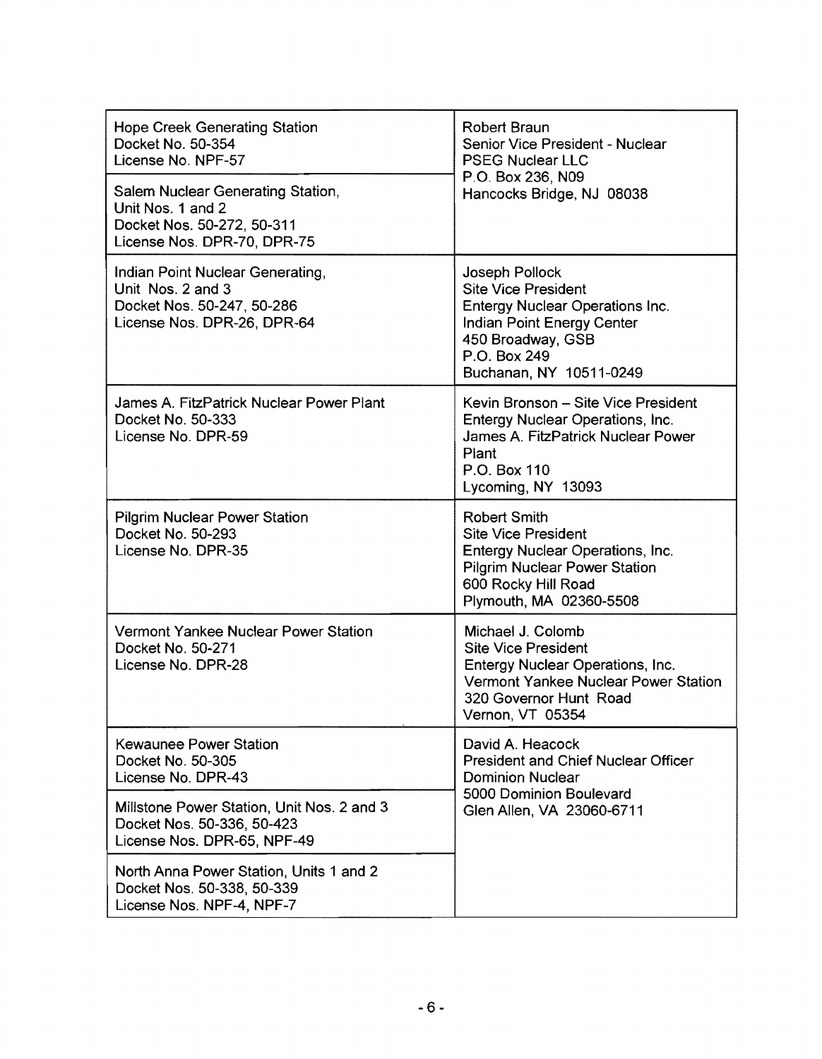| | |
|---|---|
| Hope Creek Generating Station<br>Docket No. 50-354<br>License No. NPF-57 | Robert Braun<br>Senior Vice President - Nuclear<br>PSEG Nuclear LLC<br>P.O. Box 236, N09<br>Hancocks Bridge, NJ 08038 |
| Salem Nuclear Generating Station,<br>Unit Nos. 1 and 2<br>Docket Nos. 50-272, 50-311<br>License Nos. DPR-70, DPR-75 | |
| Indian Point Nuclear Generating,<br>Unit Nos. 2 and 3<br>Docket Nos. 50-247, 50-286<br>License Nos. DPR-26, DPR-64 | Joseph Pollock<br>Site Vice President<br>Entergy Nuclear Operations Inc.<br>Indian Point Energy Center<br>450 Broadway, GSB<br>P.O. Box 249<br>Buchanan, NY 10511-0249 |
| James A. FitzPatrick Nuclear Power Plant<br>Docket No. 50-333<br>License No. DPR-59 | Kevin Bronson – Site Vice President<br>Entergy Nuclear Operations, Inc.<br>James A. FitzPatrick Nuclear Power Plant<br>P.O. Box 110<br>Lycoming, NY 13093 |
| Pilgrim Nuclear Power Station<br>Docket No. 50-293<br>License No. DPR-35 | Robert Smith<br>Site Vice President<br>Entergy Nuclear Operations, Inc.<br>Pilgrim Nuclear Power Station<br>600 Rocky Hill Road<br>Plymouth, MA 02360-5508 |
| Vermont Yankee Nuclear Power Station<br>Docket No. 50-271<br>License No. DPR-28 | Michael J. Colomb<br>Site Vice President<br>Entergy Nuclear Operations, Inc.<br>Vermont Yankee Nuclear Power Station<br>320 Governor Hunt Road<br>Vernon, VT 05354 |
| Kewaunee Power Station<br>Docket No. 50-305<br>License No. DPR-43 | David A. Heacock<br>President and Chief Nuclear Officer<br>Dominion Nuclear<br>5000 Dominion Boulevard<br>Glen Allen, VA 23060-6711 |
| Millstone Power Station, Unit Nos. 2 and 3<br>Docket Nos. 50-336, 50-423<br>License Nos. DPR-65, NPF-49 | |
| North Anna Power Station, Units 1 and 2<br>Docket Nos. 50-338, 50-339<br>License Nos. NPF-4, NPF-7 | |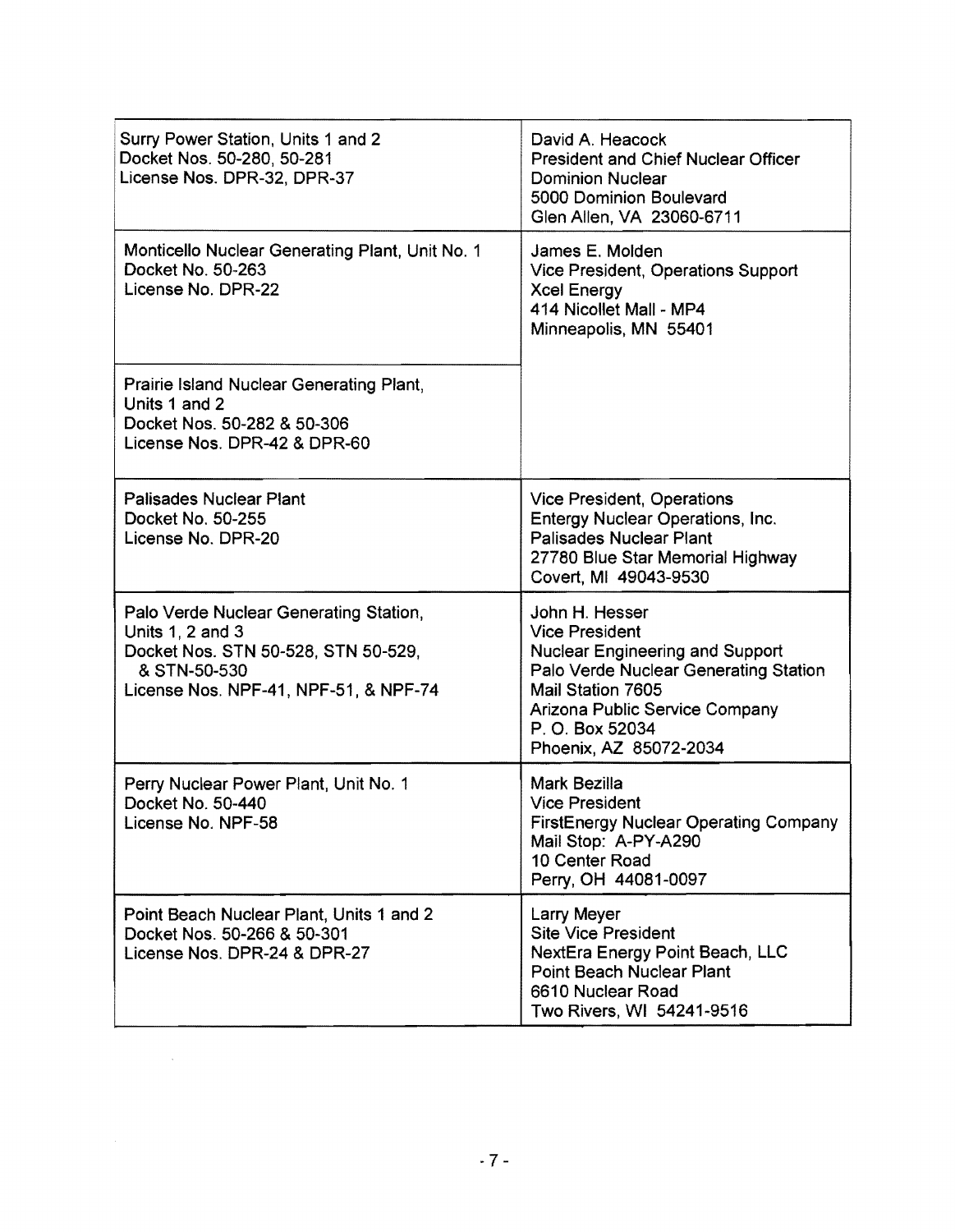| | |
|---|---|
| Surry Power Station, Units 1 and 2<br>Docket Nos. 50-280, 50-281<br>License Nos. DPR-32, DPR-37 | David A. Heacock<br>President and Chief Nuclear Officer<br>Dominion Nuclear<br>5000 Dominion Boulevard<br>Glen Allen, VA 23060-6711 |
| Monticello Nuclear Generating Plant, Unit No. 1<br>Docket No. 50-263<br>License No. DPR-22 | James E. Molden<br>Vice President, Operations Support<br>Xcel Energy<br>414 Nicollet Mall - MP4<br>Minneapolis, MN 55401 |
| Prairie Island Nuclear Generating Plant, Units 1 and 2<br>Docket Nos. 50-282 & 50-306<br>License Nos. DPR-42 & DPR-60 | |
| Palisades Nuclear Plant<br>Docket No. 50-255<br>License No. DPR-20 | Vice President, Operations<br>Entergy Nuclear Operations, Inc.<br>Palisades Nuclear Plant<br>27780 Blue Star Memorial Highway<br>Covert, MI 49043-9530 |
| Palo Verde Nuclear Generating Station, Units 1, 2 and 3<br>Docket Nos. STN 50-528, STN 50-529, & STN-50-530<br>License Nos. NPF-41, NPF-51, & NPF-74 | John H. Hesser<br>Vice President<br>Nuclear Engineering and Support<br>Palo Verde Nuclear Generating Station<br>Mail Station 7605<br>Arizona Public Service Company<br>P. O. Box 52034<br>Phoenix, AZ 85072-2034 |
| Perry Nuclear Power Plant, Unit No. 1<br>Docket No. 50-440<br>License No. NPF-58 | Mark Bezilla<br>Vice President<br>FirstEnergy Nuclear Operating Company<br>Mail Stop: A-PY-A290<br>10 Center Road<br>Perry, OH 44081-0097 |
| Point Beach Nuclear Plant, Units 1 and 2<br>Docket Nos. 50-266 & 50-301<br>License Nos. DPR-24 & DPR-27 | Larry Meyer<br>Site Vice President<br>NextEra Energy Point Beach, LLC<br>Point Beach Nuclear Plant<br>6610 Nuclear Road<br>Two Rivers, WI 54241-9516 |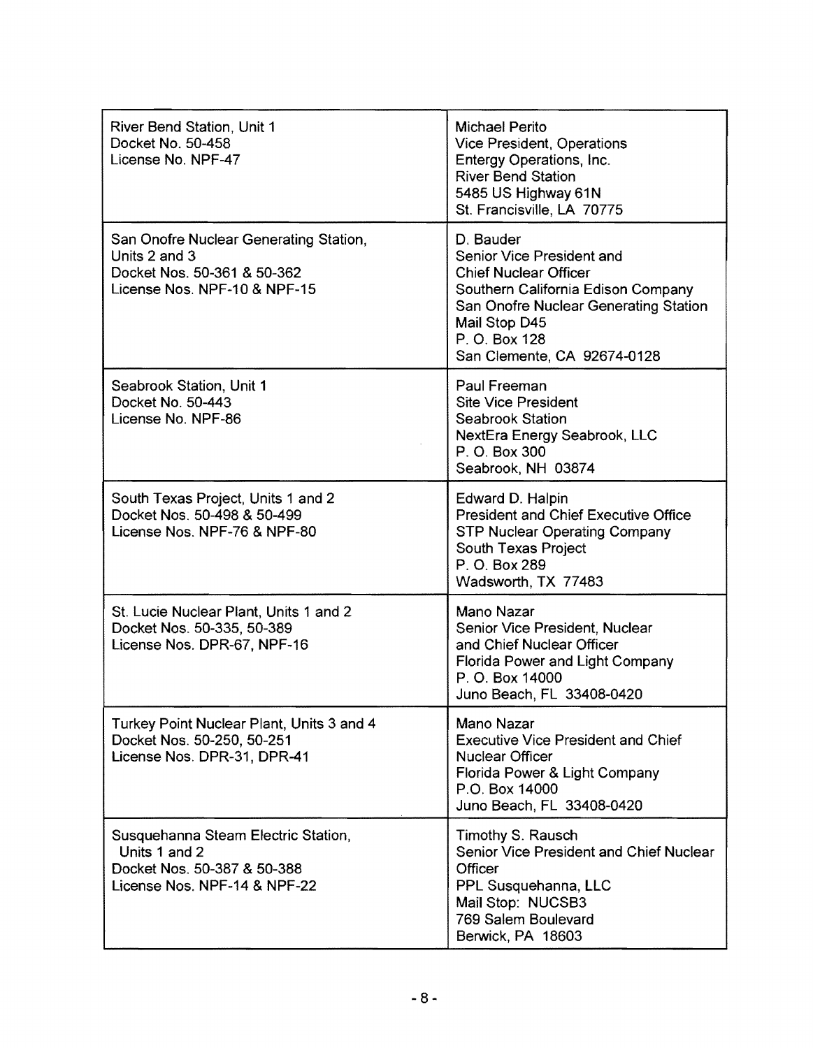| | |
|---|---|
| River Bend Station, Unit 1<br>Docket No. 50-458<br>License No. NPF-47 | Michael Perito<br>Vice President, Operations<br>Entergy Operations, Inc.<br>River Bend Station<br>5485 US Highway 61N<br>St. Francisville, LA 70775 |
| San Onofre Nuclear Generating Station, Units 2 and 3<br>Docket Nos. 50-361 & 50-362<br>License Nos. NPF-10 & NPF-15 | D. Bauder<br>Senior Vice President and<br>Chief Nuclear Officer<br>Southern California Edison Company<br>San Onofre Nuclear Generating Station<br>Mail Stop D45<br>P. O. Box 128<br>San Clemente, CA 92674-0128 |
| Seabrook Station, Unit 1<br>Docket No. 50-443<br>License No. NPF-86 | Paul Freeman<br>Site Vice President<br>Seabrook Station<br>NextEra Energy Seabrook, LLC<br>P. O. Box 300<br>Seabrook, NH 03874 |
| South Texas Project, Units 1 and 2<br>Docket Nos. 50-498 & 50-499<br>License Nos. NPF-76 & NPF-80 | Edward D. Halpin<br>President and Chief Executive Office<br>STP Nuclear Operating Company<br>South Texas Project<br>P. O. Box 289<br>Wadsworth, TX 77483 |
| St. Lucie Nuclear Plant, Units 1 and 2<br>Docket Nos. 50-335, 50-389<br>License Nos. DPR-67, NPF-16 | Mano Nazar<br>Senior Vice President, Nuclear<br>and Chief Nuclear Officer<br>Florida Power and Light Company<br>P. O. Box 14000<br>Juno Beach, FL 33408-0420 |
| Turkey Point Nuclear Plant, Units 3 and 4<br>Docket Nos. 50-250, 50-251<br>License Nos. DPR-31, DPR-41 | Mano Nazar<br>Executive Vice President and Chief<br>Nuclear Officer<br>Florida Power & Light Company<br>P.O. Box 14000<br>Juno Beach, FL 33408-0420 |
| Susquehanna Steam Electric Station, Units 1 and 2<br>Docket Nos. 50-387 & 50-388<br>License Nos. NPF-14 & NPF-22 | Timothy S. Rausch<br>Senior Vice President and Chief Nuclear Officer<br>PPL Susquehanna, LLC<br>Mail Stop: NUCSB3<br>769 Salem Boulevard<br>Berwick, PA 18603 |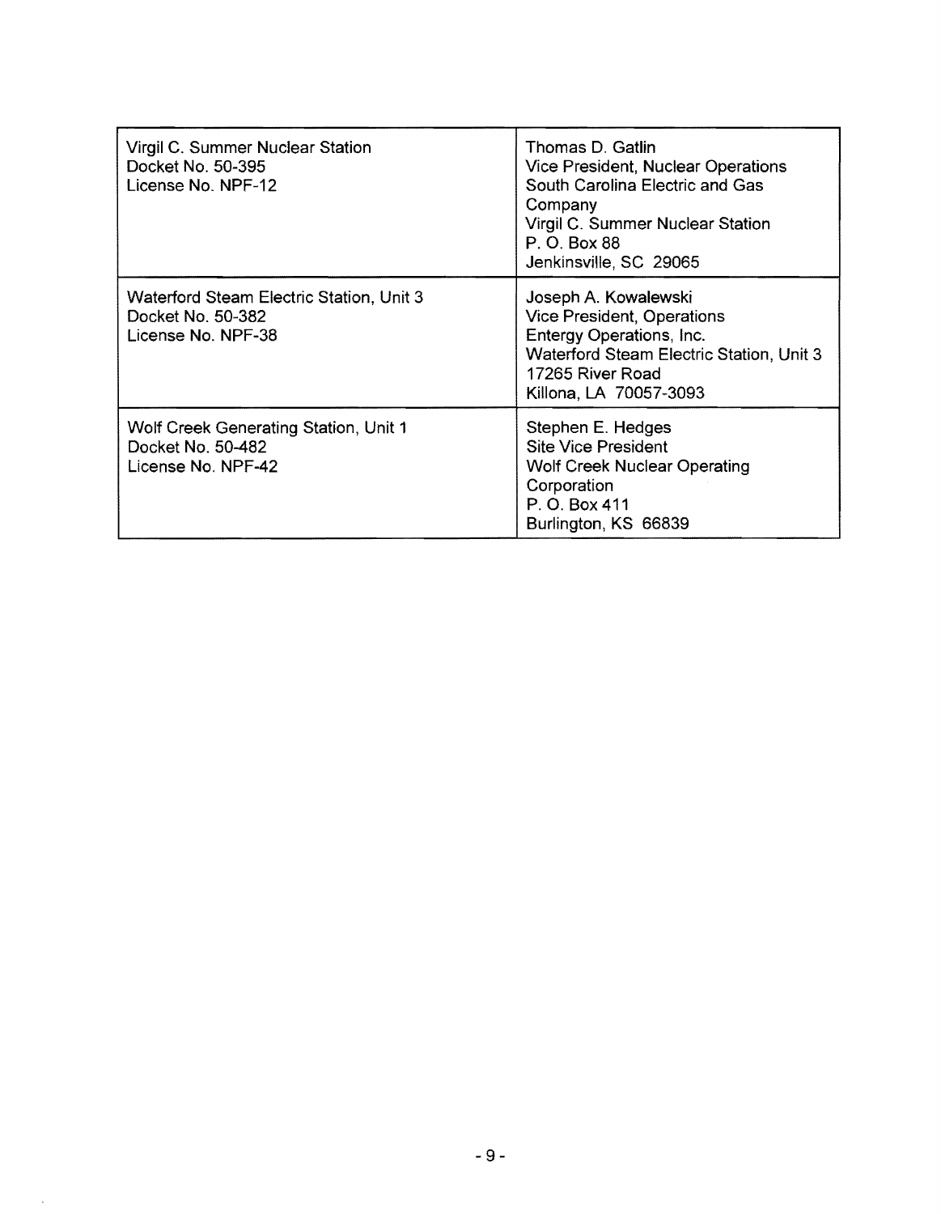| Virgil C. Summer Nuclear Station<br>Docket No. 50-395<br>License No. NPF-12 | Thomas D. Gatlin<br>Vice President, Nuclear Operations<br>South Carolina Electric and Gas Company<br>Virgil C. Summer Nuclear Station<br>P. O. Box 88<br>Jenkinsville, SC 29065 |
|---|---|
| Waterford Steam Electric Station, Unit 3<br>Docket No. 50-382<br>License No. NPF-38 | Joseph A. Kowalewski<br>Vice President, Operations<br>Entergy Operations, Inc.<br>Waterford Steam Electric Station, Unit 3<br>17265 River Road<br>Killona, LA 70057-3093 |
| Wolf Creek Generating Station, Unit 1<br>Docket No. 50-482<br>License No. NPF-42 | Stephen E. Hedges<br>Site Vice President<br>Wolf Creek Nuclear Operating Corporation<br>P. O. Box 411<br>Burlington, KS 66839 |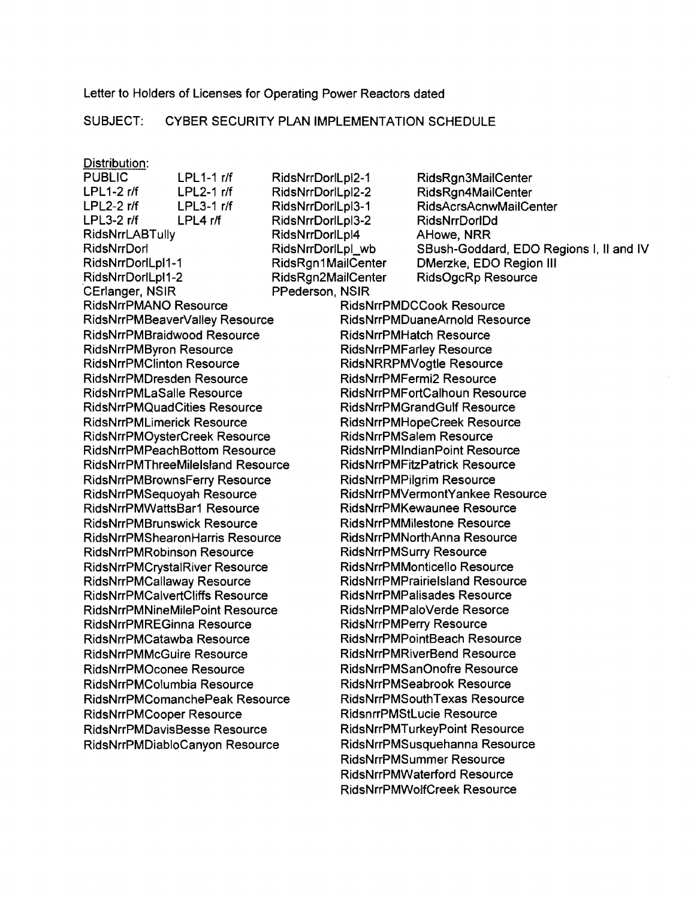Letter to Holders of Licenses for Operating Power Reactors dated

SUBJECT: CYBER SECURITY PLAN IMPLEMENTATION SCHEDULE

Distribution:

PUBLIC
LPL1-1 r/f
LPL1-2 r/f
LPL2-1 r/f
LPL2-2 r/f
LPL3-1 r/f
LPL3-2 r/f
LPL4 r/f
RidsNrrLABTully
RidsNrrDorl
RidsNrrDorlLpl1-1
RidsNrrDorlLpl1-2
CErlanger, NSIR
RidsNrrDorlLpl2-1
RidsNrrDorlLpl2-2
RidsNrrDorlLpl3-1
RidsNrrDorlLpl3-2
RidsNrrDorlLpl4
RidsNrrDorlLpl_wb
RidsRgn1MailCenter
RidsRgn2MailCenter
PPederson, NSIR
RidsRgn3MailCenter
RidsRgn4MailCenter
RidsAcrsAcnwMailCenter
RidsNrrDorlDd
AHowe, NRR
SBush-Goddard, EDO Regions I, II and IV
DMerzke, EDO Region III
RidsOgcRp Resource
RidsNrrPMANO Resource
RidsNrrPMBeaverValley Resource
RidsNrrPMBraidwood Resource
RidsNrrPMByron Resource
RidsNrrPMClinton Resource
RidsNrrPMDresden Resource
RidsNrrPMLaSalle Resource
RidsNrrPMQuadCities Resource
RidsNrrPMLimerick Resource
RidsNrrPMOysterCreek Resource
RidsNrrPMPeachBottom Resource
RidsNrrPMThreeMileIsland Resource
RidsNrrPMBrownsFerry Resource
RidsNrrPMSequoyah Resource
RidsNrrPMWattsBar1 Resource
RidsNrrPMBrunswick Resource
RidsNrrPMShearonHarris Resource
RidsNrrPMRobinson Resource
RidsNrrPMCrystalRiver Resource
RidsNrrPMCallaway Resource
RidsNrrPMCalvertCliffs Resource
RidsNrrPMNineMilePoint Resource
RidsNrrPMREGinna Resource
RidsNrrPMCatawba Resource
RidsNrrPMMcGuire Resource
RidsNrrPMOconee Resource
RidsNrrPMColumbia Resource
RidsNrrPMComanchePeak Resource
RidsNrrPMCooper Resource
RidsNrrPMDavisBesse Resource
RidsNrrPMDiabloCanyon Resource
RidsNrrPMDCCook Resource
RidsNrrPMDuaneArnold Resource
RidsNrrPMHatch Resource
RidsNrrPMFarley Resource
RidsNRRPMVogtle Resource
RidsNrrPMFermi2 Resource
RidsNrrPMFortCalhoun Resource
RidsNrrPMGrandGulf Resource
RidsNrrPMHopeCreek Resource
RidsNrrPMSalem Resource
RidsNrrPMIndianPoint Resource
RidsNrrPMFitzPatrick Resource
RidsNrrPMPilgrim Resource
RidsNrrPMVermontYankee Resource
RidsNrrPMKewaunee Resource
RidsNrrPMMilestone Resource
RidsNrrPMNorthAnna Resource
RidsNrrPMSurry Resource
RidsNrrPMMonticello Resource
RidsNrrPMPrairieIsland Resource
RidsNrrPMPalisades Resource
RidsNrrPMPaloVerde Resorce
RidsNrrPMPerry Resource
RidsNrrPMPointBeach Resource
RidsNrrPMRiverBend Resource
RidsNrrPMSanOnofre Resource
RidsNrrPMSeabrook Resource
RidsNrrPMSouthTexas Resource
RidsnrrPMStLucie Resource
RidsNrrPMTurkeyPoint Resource
RidsNrrPMSusquehanna Resource
RidsNrrPMSummer Resource
RidsNrrPMWaterford Resource
RidsNrrPMWolfCreek Resource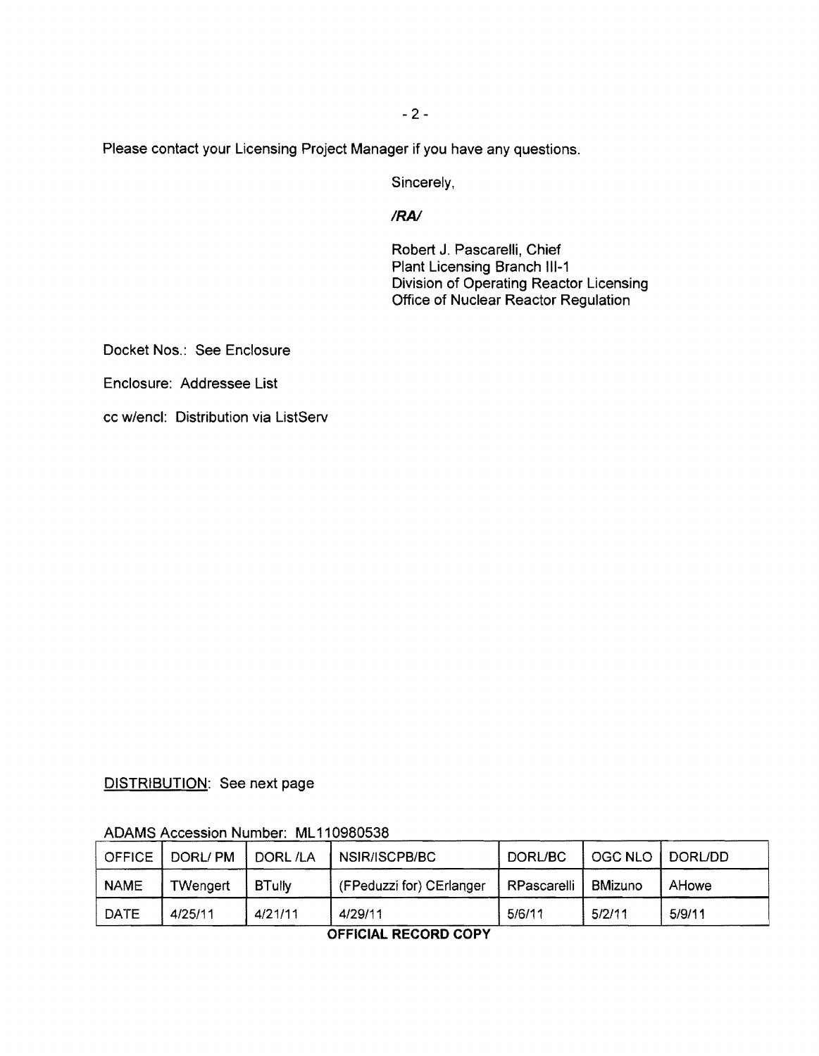Please contact your Licensing Project Manager if you have any questions.

Sincerely,

*/RA/*

Robert J. Pascarelli, Chief
Plant Licensing Branch III-1
Division of Operating Reactor Licensing
Office of Nuclear Reactor Regulation

Docket Nos.: See Enclosure

Enclosure: Addressee List

cc w/encl: Distribution via ListServ

DISTRIBUTION: See next page

ADAMS Accession Number: ML110980538

| OFFICE | DORL/ PM | DORL /LA | NSIR/ISCPB/BC | DORL/BC | OGC NLO | DORL/DD |
|---|---|---|---|---|---|---|
| NAME | TWengert | BTully | (FPeduzzi for) CErlanger | RPascarelli | BMizuno | AHowe |
| DATE | 4/25/11 | 4/21/11 | 4/29/11 | 5/6/11 | 5/2/11 | 5/9/11 |

**OFFICIAL RECORD COPY**